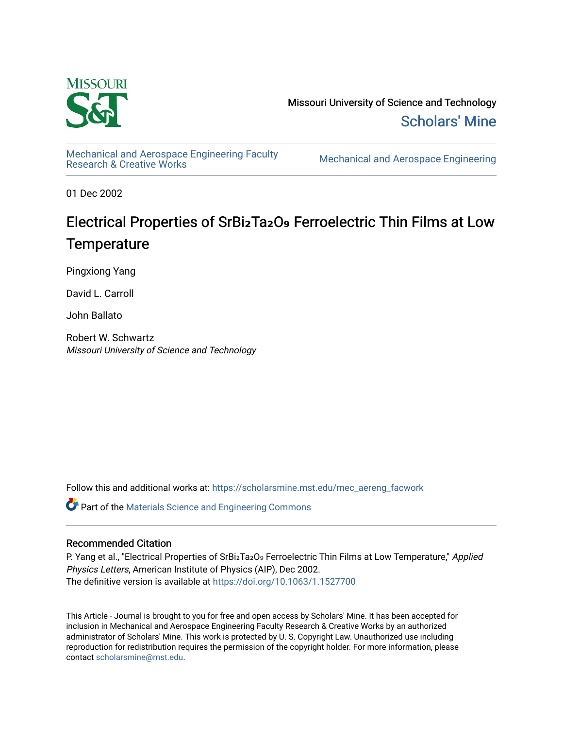Missouri University of Science and Technology

Scholars' Mine

Mechanical and Aerospace Engineering Faculty Research & Creative Works

Mechanical and Aerospace Engineering

01 Dec 2002

# Electrical Properties of $SrBi_2Ta_2O_9$ Ferroelectric Thin Films at Low Temperature

Pingxiong Yang

David L. Carroll

John Ballato

Robert W. Schwartz
*Missouri University of Science and Technology*

Follow this and additional works at: https://scholarsmine.mst.edu/mec_aereng_facwork

Part of the Materials Science and Engineering Commons

## Recommended Citation

P. Yang et al., "Electrical Properties of $SrBi_2Ta_2O_9$ Ferroelectric Thin Films at Low Temperature," *Applied Physics Letters*, American Institute of Physics (AIP), Dec 2002.
The definitive version is available at https://doi.org/10.1063/1.1527700

This Article - Journal is brought to you for free and open access by Scholars' Mine. It has been accepted for inclusion in Mechanical and Aerospace Engineering Faculty Research & Creative Works by an authorized administrator of Scholars' Mine. This work is protected by U. S. Copyright Law. Unauthorized use including reproduction for redistribution requires the permission of the copyright holder. For more information, please contact scholarsmine@mst.edu.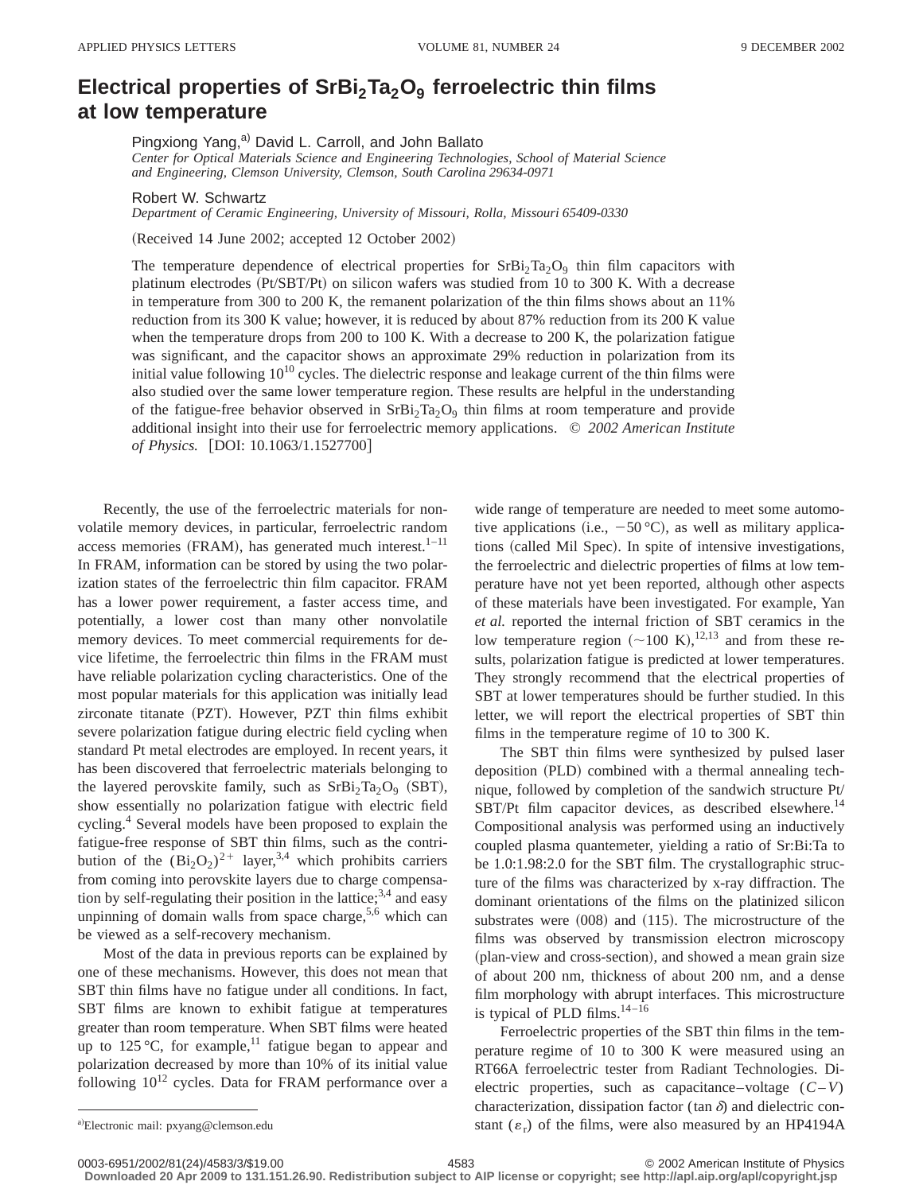# Electrical properties of $SrBi_2Ta_2O_9$ ferroelectric thin films at low temperature

Pingxiong Yang,[a] David L. Carroll, and John Ballato

*Center for Optical Materials Science and Engineering Technologies, School of Material Science and Engineering, Clemson University, Clemson, South Carolina 29634-0971*

Robert W. Schwartz

*Department of Ceramic Engineering, University of Missouri, Rolla, Missouri 65409-0330*

(Received 14 June 2002; accepted 12 October 2002)

The temperature dependence of electrical properties for $SrBi_2Ta_2O_9$ thin film capacitors with platinum electrodes (Pt/SBT/Pt) on silicon wafers was studied from 10 to 300 K. With a decrease in temperature from 300 to 200 K, the remanent polarization of the thin films shows about an 11% reduction from its 300 K value; however, it is reduced by about 87% reduction from its 200 K value when the temperature drops from 200 to 100 K. With a decrease to 200 K, the polarization fatigue was significant, and the capacitor shows an approximate 29% reduction in polarization from its initial value following $10^{10}$ cycles. The dielectric response and leakage current of the thin films were also studied over the same lower temperature region. These results are helpful in the understanding of the fatigue-free behavior observed in $SrBi_2Ta_2O_9$ thin films at room temperature and provide additional insight into their use for ferroelectric memory applications. © *2002 American Institute of Physics.* [DOI: 10.1063/1.1527700]

Recently, the use of the ferroelectric materials for nonvolatile memory devices, in particular, ferroelectric random access memories (FRAM), has generated much interest.[1–11] In FRAM, information can be stored by using the two polarization states of the ferroelectric thin film capacitor. FRAM has a lower power requirement, a faster access time, and potentially, a lower cost than many other nonvolatile memory devices. To meet commercial requirements for device lifetime, the ferroelectric thin films in the FRAM must have reliable polarization cycling characteristics. One of the most popular materials for this application was initially lead zirconate titanate (PZT). However, PZT thin films exhibit severe polarization fatigue during electric field cycling when standard Pt metal electrodes are employed. In recent years, it has been discovered that ferroelectric materials belonging to the layered perovskite family, such as $SrBi_2Ta_2O_9$ (SBT), show essentially no polarization fatigue with electric field cycling.[4] Several models have been proposed to explain the fatigue-free response of SBT thin films, such as the contribution of the $(Bi_2O_2)^{2+}$ layer,[3,4] which prohibits carriers from coming into perovskite layers due to charge compensation by self-regulating their position in the lattice;[3,4] and easy unpinning of domain walls from space charge,[5,6] which can be viewed as a self-recovery mechanism.

Most of the data in previous reports can be explained by one of these mechanisms. However, this does not mean that SBT thin films have no fatigue under all conditions. In fact, SBT films are known to exhibit fatigue at temperatures greater than room temperature. When SBT films were heated up to 125 °C, for example,[11] fatigue began to appear and polarization decreased by more than 10% of its initial value following $10^{12}$ cycles. Data for FRAM performance over a wide range of temperature are needed to meet some automotive applications (i.e., −50 °C), as well as military applications (called Mil Spec). In spite of intensive investigations, the ferroelectric and dielectric properties of films at low temperature have not yet been reported, although other aspects of these materials have been investigated. For example, Yan *et al.* reported the internal friction of SBT ceramics in the low temperature region (~100 K),[12,13] and from these results, polarization fatigue is predicted at lower temperatures. They strongly recommend that the electrical properties of SBT at lower temperatures should be further studied. In this letter, we will report the electrical properties of SBT thin films in the temperature regime of 10 to 300 K.

The SBT thin films were synthesized by pulsed laser deposition (PLD) combined with a thermal annealing technique, followed by completion of the sandwich structure Pt/SBT/Pt film capacitor devices, as described elsewhere.[14] Compositional analysis was performed using an inductively coupled plasma quantemeter, yielding a ratio of Sr:Bi:Ta to be 1.0:1.98:2.0 for the SBT film. The crystallographic structure of the films was characterized by x-ray diffraction. The dominant orientations of the films on the platinized silicon substrates were (008) and (115). The microstructure of the films was observed by transmission electron microscopy (plan-view and cross-section), and showed a mean grain size of about 200 nm, thickness of about 200 nm, and a dense film morphology with abrupt interfaces. This microstructure is typical of PLD films.[14–16]

Ferroelectric properties of the SBT thin films in the temperature regime of 10 to 300 K were measured using an RT66A ferroelectric tester from Radiant Technologies. Dielectric properties, such as capacitance–voltage ($C$–$V$) characterization, dissipation factor ($\tan\delta$) and dielectric constant ($\varepsilon_r$) of the films, were also measured by an HP4194A

[a]Electronic mail: pxyang@clemson.edu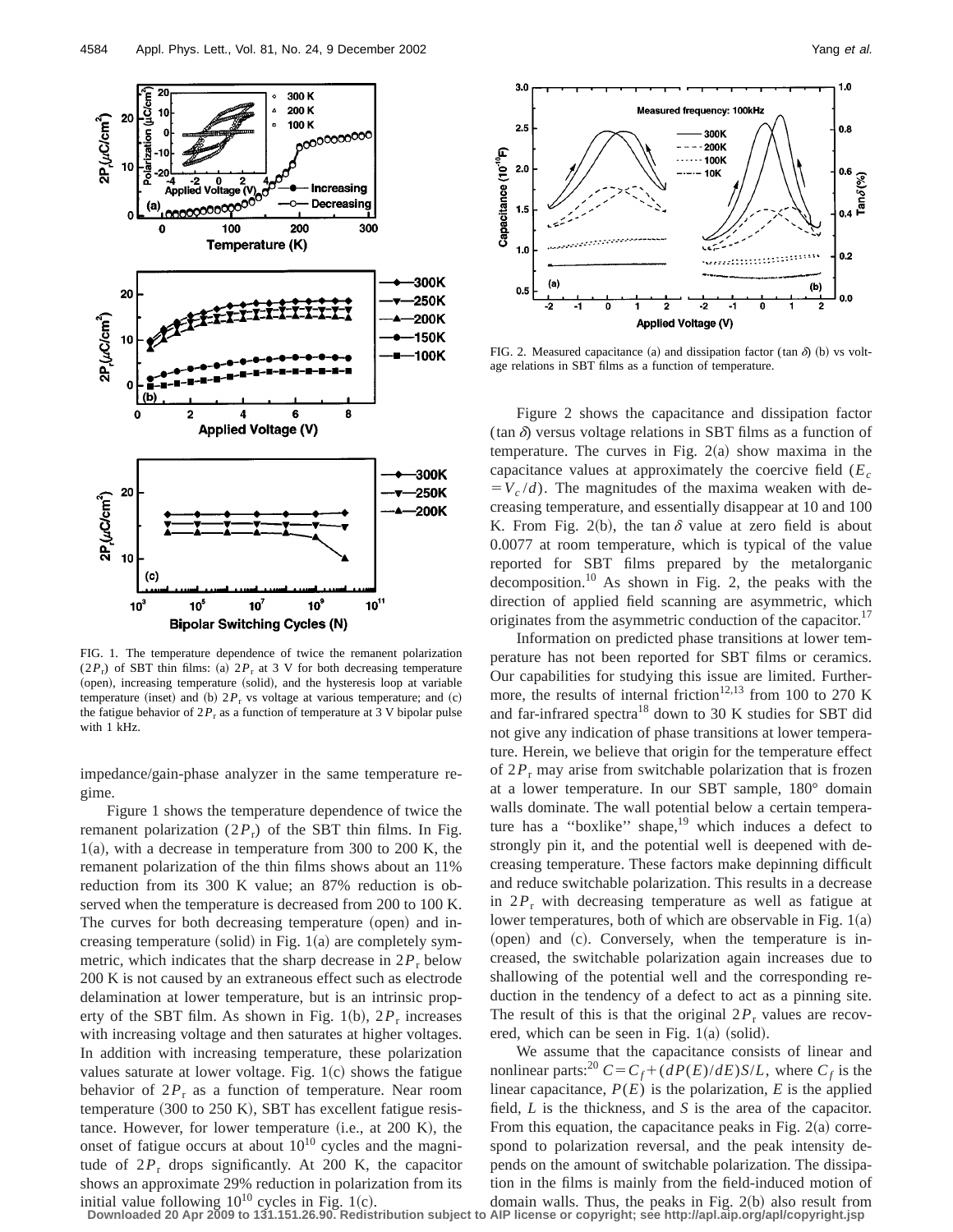FIG. 1. The temperature dependence of twice the remanent polarization ($2P_r$) of SBT thin films: (a) $2P_r$ at 3 V for both decreasing temperature (open), increasing temperature (solid), and the hysteresis loop at variable temperature (inset) and (b) $2P_r$ vs voltage at various temperature; and (c) the fatigue behavior of $2P_r$ as a function of temperature at 3 V bipolar pulse with 1 kHz.

impedance/gain-phase analyzer in the same temperature regime.

Figure 1 shows the temperature dependence of twice the remanent polarization ($2P_r$) of the SBT thin films. In Fig. 1(a), with a decrease in temperature from 300 to 200 K, the remanent polarization of the thin films shows about an 11% reduction from its 300 K value; an 87% reduction is observed when the temperature is decreased from 200 to 100 K. The curves for both decreasing temperature (open) and increasing temperature (solid) in Fig. 1(a) are completely symmetric, which indicates that the sharp decrease in $2P_r$ below 200 K is not caused by an extraneous effect such as electrode delamination at lower temperature, but is an intrinsic property of the SBT film. As shown in Fig. 1(b), $2P_r$ increases with increasing voltage and then saturates at higher voltages. In addition with increasing temperature, these polarization values saturate at lower voltage. Fig. 1(c) shows the fatigue behavior of $2P_r$ as a function of temperature. Near room temperature (300 to 250 K), SBT has excellent fatigue resistance. However, for lower temperature (i.e., at 200 K), the onset of fatigue occurs at about $10^{10}$ cycles and the magnitude of $2P_r$ drops significantly. At 200 K, the capacitor shows an approximate 29% reduction in polarization from its initial value following $10^{10}$ cycles in Fig. 1(c).

FIG. 2. Measured capacitance (a) and dissipation factor ($\tan \delta$) (b) vs voltage relations in SBT films as a function of temperature.

Figure 2 shows the capacitance and dissipation factor ($\tan \delta$) versus voltage relations in SBT films as a function of temperature. The curves in Fig. 2(a) show maxima in the capacitance values at approximately the coercive field ($E_c = V_c/d$). The magnitudes of the maxima weaken with decreasing temperature, and essentially disappear at 10 and 100 K. From Fig. 2(b), the $\tan \delta$ value at zero field is about 0.0077 at room temperature, which is typical of the value reported for SBT films prepared by the metalorganic decomposition.[10] As shown in Fig. 2, the peaks with the direction of applied field scanning are asymmetric, which originates from the asymmetric conduction of the capacitor.[17]

Information on predicted phase transitions at lower temperature has not been reported for SBT films or ceramics. Our capabilities for studying this issue are limited. Furthermore, the results of internal friction[12,13] from 100 to 270 K and far-infrared spectra[18] down to 30 K studies for SBT did not give any indication of phase transitions at lower temperature. Herein, we believe that origin for the temperature effect of $2P_r$ may arise from switchable polarization that is frozen at a lower temperature. In our SBT sample, 180° domain walls dominate. The wall potential below a certain temperature has a ''boxlike'' shape,[19] which induces a defect to strongly pin it, and the potential well is deepened with decreasing temperature. These factors make depinning difficult and reduce switchable polarization. This results in a decrease in $2P_r$ with decreasing temperature as well as fatigue at lower temperatures, both of which are observable in Fig. 1(a) (open) and (c). Conversely, when the temperature is increased, the switchable polarization again increases due to shallowing of the potential well and the corresponding reduction in the tendency of a defect to act as a pinning site. The result of this is that the original $2P_r$ values are recovered, which can be seen in Fig. 1(a) (solid).

We assume that the capacitance consists of linear and nonlinear parts:[20] $C = C_f + (dP(E)/dE)S/L$, where $C_f$ is the linear capacitance, $P(E)$ is the polarization, $E$ is the applied field, $L$ is the thickness, and $S$ is the area of the capacitor. From this equation, the capacitance peaks in Fig. 2(a) correspond to polarization reversal, and the peak intensity depends on the amount of switchable polarization. The dissipation in the films is mainly from the field-induced motion of domain walls. Thus, the peaks in Fig. 2(b) also result from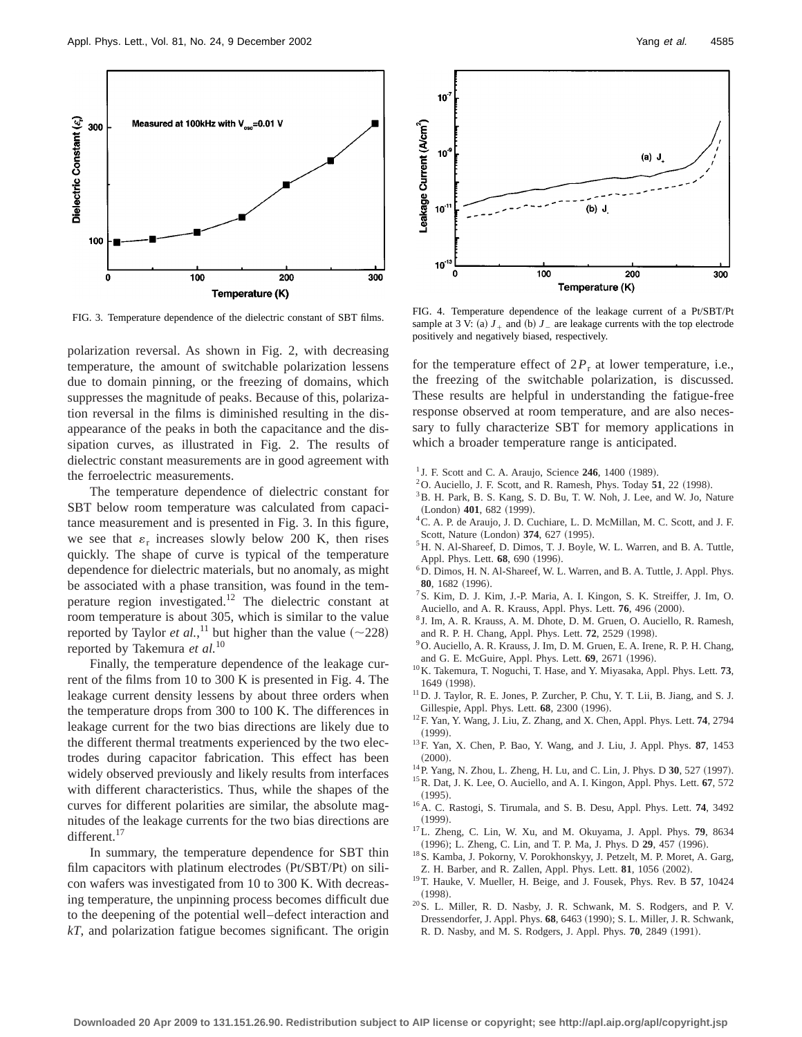Measured at 100kHz with $V_{osc}$=0.01 V

Dielectric Constant ($\varepsilon_r$)

300

100

0

100

200

300

Temperature (K)

FIG. 3. Temperature dependence of the dielectric constant of SBT films.

Leakage Current (A/cm$^2$)

$10^{-7}$

$10^{-9}$

$10^{-11}$

$10^{-13}$

(a) $J_+$

(b) $J_-$

0

100

200

300

Temperature (K)

FIG. 4. Temperature dependence of the leakage current of a Pt/SBT/Pt sample at 3 V: (a) $J_+$ and (b) $J_-$ are leakage currents with the top electrode positively and negatively biased, respectively.

polarization reversal. As shown in Fig. 2, with decreasing temperature, the amount of switchable polarization lessens due to domain pinning, or the freezing of domains, which suppresses the magnitude of peaks. Because of this, polarization reversal in the films is diminished resulting in the disappearance of the peaks in both the capacitance and the dissipation curves, as illustrated in Fig. 2. The results of dielectric constant measurements are in good agreement with the ferroelectric measurements.

The temperature dependence of dielectric constant for SBT below room temperature was calculated from capacitance measurement and is presented in Fig. 3. In this figure, we see that $\varepsilon_r$ increases slowly below 200 K, then rises quickly. The shape of curve is typical of the temperature dependence for dielectric materials, but no anomaly, as might be associated with a phase transition, was found in the temperature region investigated.[12] The dielectric constant at room temperature is about 305, which is similar to the value reported by Taylor *et al.*,[11] but higher than the value ($\sim$228) reported by Takemura *et al.*[10]

Finally, the temperature dependence of the leakage current of the films from 10 to 300 K is presented in Fig. 4. The leakage current density lessens by about three orders when the temperature drops from 300 to 100 K. The differences in leakage current for the two bias directions are likely due to the different thermal treatments experienced by the two electrodes during capacitor fabrication. This effect has been widely observed previously and likely results from interfaces with different characteristics. Thus, while the shapes of the curves for different polarities are similar, the absolute magnitudes of the leakage currents for the two bias directions are different.[17]

In summary, the temperature dependence for SBT thin film capacitors with platinum electrodes (Pt/SBT/Pt) on silicon wafers was investigated from 10 to 300 K. With decreasing temperature, the unpinning process becomes difficult due to the deepening of the potential well–defect interaction and $kT$, and polarization fatigue becomes significant. The origin for the temperature effect of $2P_r$ at lower temperature, i.e., the freezing of the switchable polarization, is discussed. These results are helpful in understanding the fatigue-free response observed at room temperature, and are also necessary to fully characterize SBT for memory applications in which a broader temperature range is anticipated.

[1] J. F. Scott and C. A. Araujo, Science **246**, 1400 (1989).
[2] O. Auciello, J. F. Scott, and R. Ramesh, Phys. Today **51**, 22 (1998).
[3] B. H. Park, B. S. Kang, S. D. Bu, T. W. Noh, J. Lee, and W. Jo, Nature (London) **401**, 682 (1999).
[4] C. A. P. de Araujo, J. D. Cuchiare, L. D. McMillan, M. C. Scott, and J. F. Scott, Nature (London) **374**, 627 (1995).
[5] H. N. Al-Shareef, D. Dimos, T. J. Boyle, W. L. Warren, and B. A. Tuttle, Appl. Phys. Lett. **68**, 690 (1996).
[6] D. Dimos, H. N. Al-Shareef, W. L. Warren, and B. A. Tuttle, J. Appl. Phys. **80**, 1682 (1996).
[7] S. Kim, D. J. Kim, J.-P. Maria, A. I. Kingon, S. K. Streiffer, J. Im, O. Auciello, and A. R. Krauss, Appl. Phys. Lett. **76**, 496 (2000).
[8] J. Im, A. R. Krauss, A. M. Dhote, D. M. Gruen, O. Auciello, R. Ramesh, and R. P. H. Chang, Appl. Phys. Lett. **72**, 2529 (1998).
[9] O. Auciello, A. R. Krauss, J. Im, D. M. Gruen, E. A. Irene, R. P. H. Chang, and G. E. McGuire, Appl. Phys. Lett. **69**, 2671 (1996).
[10] K. Takemura, T. Noguchi, T. Hase, and Y. Miyasaka, Appl. Phys. Lett. **73**, 1649 (1998).
[11] D. J. Taylor, R. E. Jones, P. Zurcher, P. Chu, Y. T. Lii, B. Jiang, and S. J. Gillespie, Appl. Phys. Lett. **68**, 2300 (1996).
[12] F. Yan, Y. Wang, J. Liu, Z. Zhang, and X. Chen, Appl. Phys. Lett. **74**, 2794 (1999).
[13] F. Yan, X. Chen, P. Bao, Y. Wang, and J. Liu, J. Appl. Phys. **87**, 1453 (2000).
[14] P. Yang, N. Zhou, L. Zheng, H. Lu, and C. Lin, J. Phys. D **30**, 527 (1997).
[15] R. Dat, J. K. Lee, O. Auciello, and A. I. Kingon, Appl. Phys. Lett. **67**, 572 (1995).
[16] A. C. Rastogi, S. Tirumala, and S. B. Desu, Appl. Phys. Lett. **74**, 3492 (1999).
[17] L. Zheng, C. Lin, W. Xu, and M. Okuyama, J. Appl. Phys. **79**, 8634 (1996); L. Zheng, C. Lin, and T. P. Ma, J. Phys. D **29**, 457 (1996).
[18] S. Kamba, J. Pokorny, V. Porokhonskyy, J. Petzelt, M. P. Moret, A. Garg, Z. H. Barber, and R. Zallen, Appl. Phys. Lett. **81**, 1056 (2002).
[19] T. Hauke, V. Mueller, H. Beige, and J. Fousek, Phys. Rev. B **57**, 10424 (1998).
[20] S. L. Miller, R. D. Nasby, J. R. Schwank, M. S. Rodgers, and P. V. Dressendorfer, J. Appl. Phys. **68**, 6463 (1990); S. L. Miller, J. R. Schwank, R. D. Nasby, and M. S. Rodgers, J. Appl. Phys. **70**, 2849 (1991).